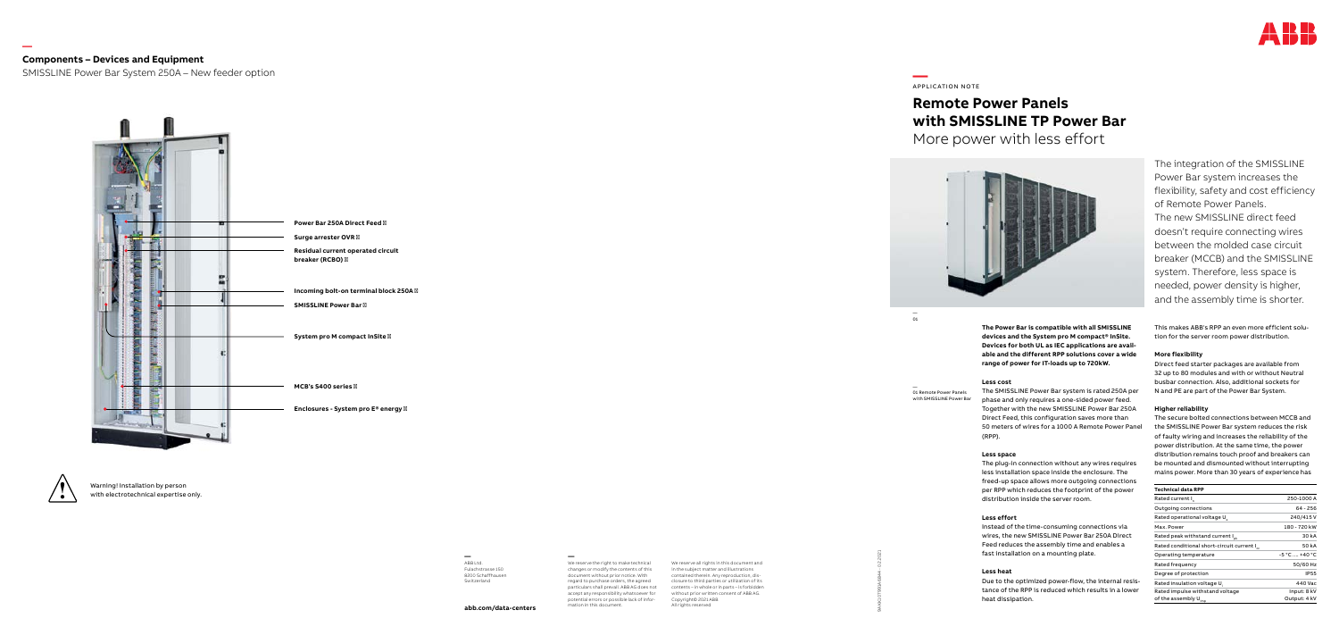## Components – Devices and Equipment

SMISSLINE Power Bar System 250A – New feeder option

- Power Bar 250A Direct Feed
- Surge arrester OVR
- Residual current operated circuit breaker (RCBO)
- Incoming bolt-on terminal block 250A
- SMISSLINE Power Bar
- System pro M compact InSite
- MCB's S400 series
- Enclosures - System pro E® energy

Warning! Installation by person with electrotechnical expertise only.

APPLICATION NOTE

# Remote Power Panels with SMISSLINE TP Power Bar

More power with less effort

01 Remote Power Panels with SMISSLINE Power Bar

The integration of the SMISSLINE Power Bar system increases the flexibility, safety and cost efficiency of Remote Power Panels. The new SMISSLINE direct feed doesn't require connecting wires between the molded case circuit breaker (MCCB) and the SMISSLINE system. Therefore, less space is needed, power density is higher, and the assembly time is shorter.

**The Power Bar is compatible with all SMISSLINE devices and the System pro M compact® InSite. Devices for both UL as IEC applications are available and the different RPP solutions cover a wide range of power for IT-loads up to 720kW.**

### Less cost

The SMISSLINE Power Bar system is rated 250A per phase and only requires a one-sided power feed. Together with the new SMISSLINE Power Bar 250A Direct Feed, this configuration saves more than 50 meters of wires for a 1000 A Remote Power Panel (RPP).

### Less space

The plug-in connection without any wires requires less installation space inside the enclosure. The freed-up space allows more outgoing connections per RPP which reduces the footprint of the power distribution inside the server room.

### Less effort

Instead of the time-consuming connections via wires, the new SMISSLINE Power Bar 250A Direct Feed reduces the assembly time and enables a fast installation on a mounting plate.

### Less heat

Due to the optimized power-flow, the internal resistance of the RPP is reduced which results in a lower heat dissipation.

This makes ABB's RPP an even more efficient solution for the server room power distribution.

### More flexibility

Direct feed starter packages are available from 32 up to 80 modules and with or without Neutral busbar connection. Also, additional sockets for N and PE are part of the Power Bar System.

### Higher reliability

The secure bolted connections between MCCB and the SMISSLINE Power Bar system reduces the risk of faulty wiring and increases the reliability of the power distribution. At the same time, the power distribution remains touch proof and breakers can be mounted and dismounted without interrupting mains power. More than 30 years of experience has

| Technical data RPP | |
|---|---|
| Rated current $I_n$ | 250-1000 A |
| Outgoing connections | 64 - 256 |
| Rated operational voltage $U_e$ | 240/415 V |
| Max. Power | 180 - 720 kW |
| Rated peak withstand current $I_{pk}$ | 30 kA |
| Rated conditional short-circuit current $I_{cc}$ | 50 kA |
| Operating temperature | -5 °C … +40 °C |
| Rated frequency | 50/60 Hz |
| Degree of protection | IP55 |
| Rated insulation voltage $U_i$ | 440 Vac |
| Rated impulse withstand voltage of the assembly $U_{imp}$ | Input: 8 kV<br>Output: 4 kV |

ABB Ltd.
Fulachstrasse 150
8200 Schaffhausen
Switzerland

**abb.com/data-centers**

We reserve the right to make technical changes or modify the contents of this document without prior notice. With regard to purchase orders, the agreed particulars shall prevail. ABB AG does not accept any responsibility whatsoever for potential errors or possible lack of information in this document.

We reserve all rights in this document and in the subject matter and illustrations contained therein. Any reproduction, disclosure to third parties or utilization of its contents – in whole or in parts – is forbidden without prior written consent of ABB AG. Copyright© 2021 ABB
All rights reserved

9AKK107991A6844 - 02.2021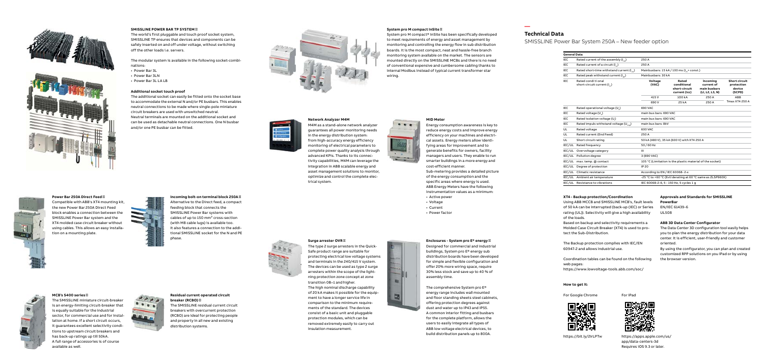## SMISSLINE POWER BAR TP SYSTEM

The world's first pluggable and touch proof socket system, SMISSLINE TP ensures that devices and components can be safely inserted on and off under voltage, without switching off the other loads i.e. servers.

The modular system is available in the following socket-combinations:

- Power Bar 3L
- Power Bar 3LN
- Power Bar 3L LA LB

### Additional socket touch proof

The additional socket can easily be fitted onto the socket base to accommodate the external N and/or PE busbars. This enables neutral connections to be made where single-pole miniature circuit breakers are used with unswitched neutral. Neutral terminals are mounted on the additional socket and can be used as detachable neutral connections. One N busbar and/or one PE busbar can be fitted.

## System pro M compact InSite

System pro M compact® InSite has been specifically developed to meet requirements of energy and asset management by monitoring and controlling the energy flow in sub distribution boards. It is the most compact, neat and hassle-free branch monitoring system available on the market. The sensors are mounted directly on the SMISSLINE MCBs and there is no need of conventional expensive and cumbersome cabling thanks to internal Modbus instead of typical current transformer star wiring.

## Network Analyzer M4M

M4M as a stand-alone network analyzer guarantees all power monitoring needs in the energy distribution system: from high-accuracy energy efficiency monitoring of electrical parameters to complete power quality analysis through advanced KPIs. Thanks to its connectivity capabilities, M4M can leverage the integration in ABB scalable energy and asset management solutions to monitor, optimize and control the complete electrical system.

## MID Meter

Energy consumption awareness is key to reduce energy costs and improve energy efficiency on your machines and electrical assets. Energy meters allow identifying areas for improvement and to generate benefits for owners, facility managers and users. They enable to run smarter buildings in a more energy and cost-efficient manner.

Sub-metering provides a detailed picture of the energy consumption and the specific areas where energy is used. ABB Energy Meters have the following instrumentation values as a minimum:

- Active power
- Voltage
- Current
- Power factor

## Power Bar 250A Direct Feed

Compatible with ABB's XT4 mounting kit, the new Power Bar 250A Direct Feed block enables a connection between the SMISSLINE Power Bar system and the XT4 molded case circuit breaker without using cables. This allows an easy installation on a mounting plate.

## Incoming bolt-on terminal block 250A

Alternative to the Direct feed, a compact feeding block that connects the SMISSLINE Power Bar systems with cables of up to 150 mm² cross-section (with M8 cable lugs) is available too. It also features a connection to the additional SMISSLINE socket for the N and PE phase.

## Surge arrester OVR

The type 2 surge arresters in the Quick-Safe product range are suitable for protecting electrical low voltage systems and terminals in the 240/415 V system. The devices can be used as type 2 surge arresters within the scope of the lightning protection zone concept at zone transition 0B–1 and higher.

The high nominal discharge capability of 20 kA makes it possible for the equipment to have a longer service life in comparison to the minimum requirements of the standard. The devices consist of a basic unit and pluggable protection modules, which can be removed extremely easily to carry out insulation measurement.

## Enclosures - System pro E® energy

Designed for commercial and industrial buildings, System pro E® energy sub distribution boards have been developed for simple and flexible configuration and offer 20% more wiring space, require 30% less stock and save up to 40 % of assembly time.

The comprehensive System pro E® energy range includes wall mounted and floor standing sheets steel cabinets, offering protection degrees against dust and water up to IP43 and IP55. A common interior fitting and busbars for the complete platform, allows the users to easily integrate all types of ABB low voltage electrical devices, to build distribution panels up to 800A.

## MCB's S400 series

The SMISSLINE miniature circuit-breaker is an energy-limiting circuit-breaker that is equally suitable for the industrial sector, for commercial use and for installation at home. If a short circuit occurs, it guarantees excellent selectivity conditions to upstream circuit breakers and has back-up ratings up till 50kA. A full range of accessories is of course available as well.

## Residual current operated circuit breaker (RCBO)

The SMISSLINE residual current circuit breakers with overcurrent protection (RCBO) are ideal for protecting people and property in all new and existing distribution systems.

# Technical Data

SMISSLINE Power Bar System 250A – New feeder option

| General Data | | | | | |
|---|---|---|---|---|---|
| IEC | Rated current of the assembly ($I_{nA}$) | 250 A | | | |
| IEC | Rated current of a circuit ($I_{nc}$) | 250 A | | | |
| IEC | Rated short-time withstand current ($I_{cw}$) | Mainbusbars: 15 kA / 100 ms ($I_{cw}$ = const.) | | | |
| IEC | Rated peak withstand current ($I_{pk}$) | Mainbusbars: 30 kA | | | |
| IEC | Rated conditional short-circuit current ($I_{cc}$) | Voltage (VAC) | Rated conditional short-circuit current (Icc) | Incoming current of main busbars (L1, L2, L3, N) | Short circuit protection device (SCPD) |
| | | 415 V | 100 kA | 250 A | ABB Tmax XT4 250 A |
| | | 690 V | 25 kA | 250 A | |
| IEC | Rated operational voltage ($U_e$) | 690 VAC | | | |
| IEC | Rated voltage ($U_n$) | main bus bars: 690 VAC | | | |
| IEC | Rated isolation voltage ($U_i$) | main bus bars: 690 VAC | | | |
| IEC | Rated impuls withstand voltage ($U_{imp}$) | main bus bars: 8kV | | | |
| UL | Rated voltage | 600 VAC | | | |
| UL | Rated current (End Feed) | 250 A | | | |
| UL | Short circuit rating | 50 kA (480 V), 35 kA (600 V) with XT4 250 A | | | |
| IEC/UL | Rated frequency | 50 / 60 Hz | | | |
| IEC/UL | Overvoltage category | III | | | |
| IEC/UL | Pollution degree | 3 (690 VAC) | | | |
| IEC/UL | max. temp. @ contact | 105 °C (Limitation is the plastic material of the socket) | | | |
| IEC/UL | Degree of protection | IP 20 | | | |
| IEC/UL | Climatic resistance | According to EN / IEC 60068-2-x | | | |
| IEC/UL | Ambient air temperature | -25 °C to +60 °C (Evt) derating at 60 °C same as ZLS960X) | | | |
| IEC/UL | Resistance to vibrations | IEC 60068-2-6, 5 - 150 Hz, 5 cycles 1 g | | | |

### XT4 - Backup protection/Coordination

Using ABB MCCB and SMISSLINE MCB's, fault levels of 50 kA can be interrupted (back-up (IEC) or Series rating (UL)). Selectivity will give a high availability of the loads.

Based on backup and selectivity requirements a Molded Case Circuit Breaker (XT4) is used to protect the Sub-Distribution.

The Backup protection complies with IEC/EN 60947-2 and allows industrial use.

Coordination tables can be found on the following web pages:
https://www.lowvoltage-tools.abb.com/soc/

### Approvals and Standards for SMISSLINE PowerBar

EN/IEC 61439-6
UL508

### ABB 3D Data Center Configurator

The Data Center 3D configuration tool easily helps you to plan the energy distribution for your data center. It is efficient, user-friendly and customer oriented.

By using the configurator, you can plan and created customized RPP solutions on you iPad or by using the browser version.

### How to get it:

For Google Chrome

https://bit.ly/2IrLPTw

For iPad

https://apps.apple.com/us/app/data-centers-3d
Requires iOS 9.3 or later.